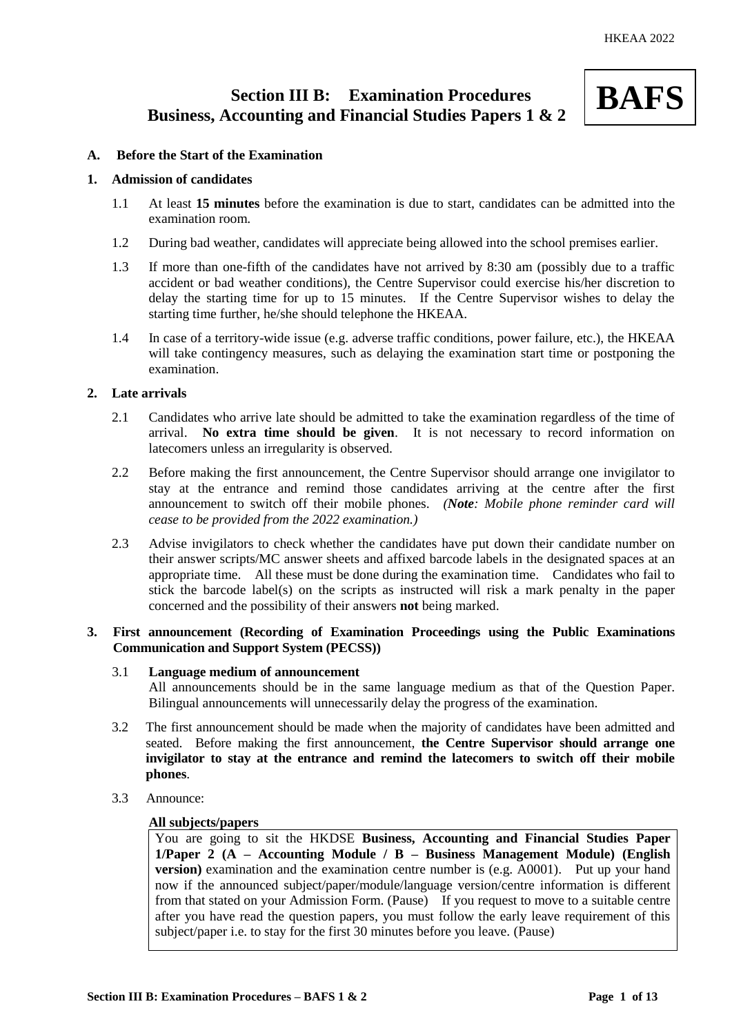# Section III B: Examination Procedures
# Business, Accounting and Financial Studies Papers 1 & 2

**BAFS**

## A. Before the Start of the Examination

### 1. Admission of candidates

1.1 At least **15 minutes** before the examination is due to start, candidates can be admitted into the examination room.

1.2 During bad weather, candidates will appreciate being allowed into the school premises earlier.

1.3 If more than one-fifth of the candidates have not arrived by 8:30 am (possibly due to a traffic accident or bad weather conditions), the Centre Supervisor could exercise his/her discretion to delay the starting time for up to 15 minutes. If the Centre Supervisor wishes to delay the starting time further, he/she should telephone the HKEAA.

1.4 In case of a territory-wide issue (e.g. adverse traffic conditions, power failure, etc.), the HKEAA will take contingency measures, such as delaying the examination start time or postponing the examination.

### 2. Late arrivals

2.1 Candidates who arrive late should be admitted to take the examination regardless of the time of arrival. **No extra time should be given**. It is not necessary to record information on latecomers unless an irregularity is observed.

2.2 Before making the first announcement, the Centre Supervisor should arrange one invigilator to stay at the entrance and remind those candidates arriving at the centre after the first announcement to switch off their mobile phones. *(**Note**: Mobile phone reminder card will cease to be provided from the 2022 examination.)*

2.3 Advise invigilators to check whether the candidates have put down their candidate number on their answer scripts/MC answer sheets and affixed barcode labels in the designated spaces at an appropriate time. All these must be done during the examination time. Candidates who fail to stick the barcode label(s) on the scripts as instructed will risk a mark penalty in the paper concerned and the possibility of their answers **not** being marked.

### 3. First announcement (Recording of Examination Proceedings using the Public Examinations Communication and Support System (PECSS))

3.1 **Language medium of announcement**
All announcements should be in the same language medium as that of the Question Paper. Bilingual announcements will unnecessarily delay the progress of the examination.

3.2 The first announcement should be made when the majority of candidates have been admitted and seated. Before making the first announcement, **the Centre Supervisor should arrange one invigilator to stay at the entrance and remind the latecomers to switch off their mobile phones**.

3.3 Announce:

**All subjects/papers**

> You are going to sit the HKDSE **Business, Accounting and Financial Studies Paper 1/Paper 2 (A – Accounting Module / B – Business Management Module) (English version)** examination and the examination centre number is (e.g. A0001). Put up your hand now if the announced subject/paper/module/language version/centre information is different from that stated on your Admission Form. (Pause) If you request to move to a suitable centre after you have read the question papers, you must follow the early leave requirement of this subject/paper i.e. to stay for the first 30 minutes before you leave. (Pause)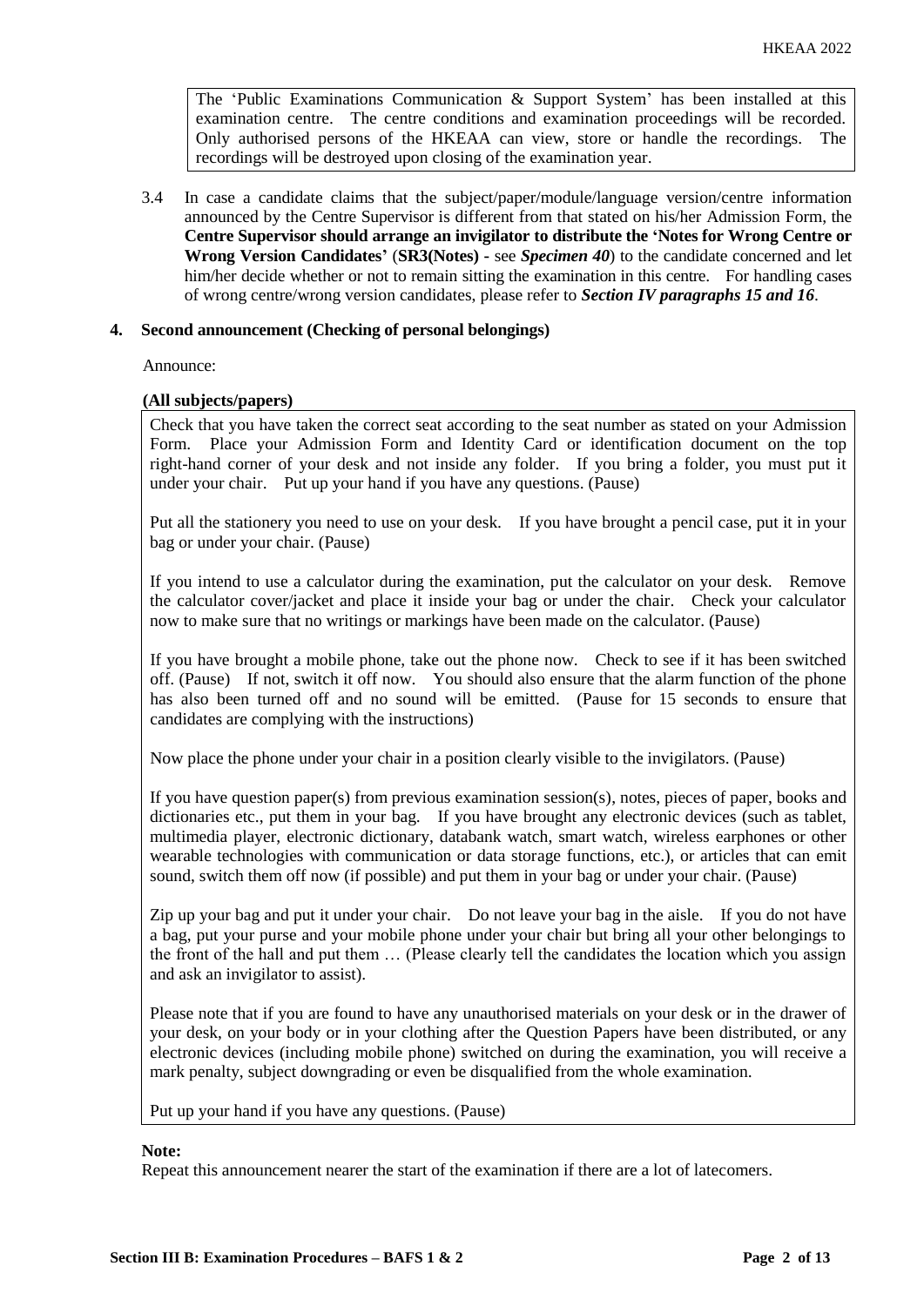The 'Public Examinations Communication & Support System' has been installed at this examination centre. The centre conditions and examination proceedings will be recorded. Only authorised persons of the HKEAA can view, store or handle the recordings. The recordings will be destroyed upon closing of the examination year.

3.4 In case a candidate claims that the subject/paper/module/language version/centre information announced by the Centre Supervisor is different from that stated on his/her Admission Form, the **Centre Supervisor should arrange an invigilator to distribute the 'Notes for Wrong Centre or Wrong Version Candidates'** (**SR3(Notes)** - see ***Specimen 40***) to the candidate concerned and let him/her decide whether or not to remain sitting the examination in this centre. For handling cases of wrong centre/wrong version candidates, please refer to ***Section IV paragraphs 15 and 16***.

### 4. Second announcement (Checking of personal belongings)

Announce:

**(All subjects/papers)**

Check that you have taken the correct seat according to the seat number as stated on your Admission Form. Place your Admission Form and Identity Card or identification document on the top right-hand corner of your desk and not inside any folder. If you bring a folder, you must put it under your chair. Put up your hand if you have any questions. (Pause)

Put all the stationery you need to use on your desk. If you have brought a pencil case, put it in your bag or under your chair. (Pause)

If you intend to use a calculator during the examination, put the calculator on your desk. Remove the calculator cover/jacket and place it inside your bag or under the chair. Check your calculator now to make sure that no writings or markings have been made on the calculator. (Pause)

If you have brought a mobile phone, take out the phone now. Check to see if it has been switched off. (Pause) If not, switch it off now. You should also ensure that the alarm function of the phone has also been turned off and no sound will be emitted. (Pause for 15 seconds to ensure that candidates are complying with the instructions)

Now place the phone under your chair in a position clearly visible to the invigilators. (Pause)

If you have question paper(s) from previous examination session(s), notes, pieces of paper, books and dictionaries etc., put them in your bag. If you have brought any electronic devices (such as tablet, multimedia player, electronic dictionary, databank watch, smart watch, wireless earphones or other wearable technologies with communication or data storage functions, etc.), or articles that can emit sound, switch them off now (if possible) and put them in your bag or under your chair. (Pause)

Zip up your bag and put it under your chair. Do not leave your bag in the aisle. If you do not have a bag, put your purse and your mobile phone under your chair but bring all your other belongings to the front of the hall and put them … (Please clearly tell the candidates the location which you assign and ask an invigilator to assist).

Please note that if you are found to have any unauthorised materials on your desk or in the drawer of your desk, on your body or in your clothing after the Question Papers have been distributed, or any electronic devices (including mobile phone) switched on during the examination, you will receive a mark penalty, subject downgrading or even be disqualified from the whole examination.

Put up your hand if you have any questions. (Pause)

**Note:**

Repeat this announcement nearer the start of the examination if there are a lot of latecomers.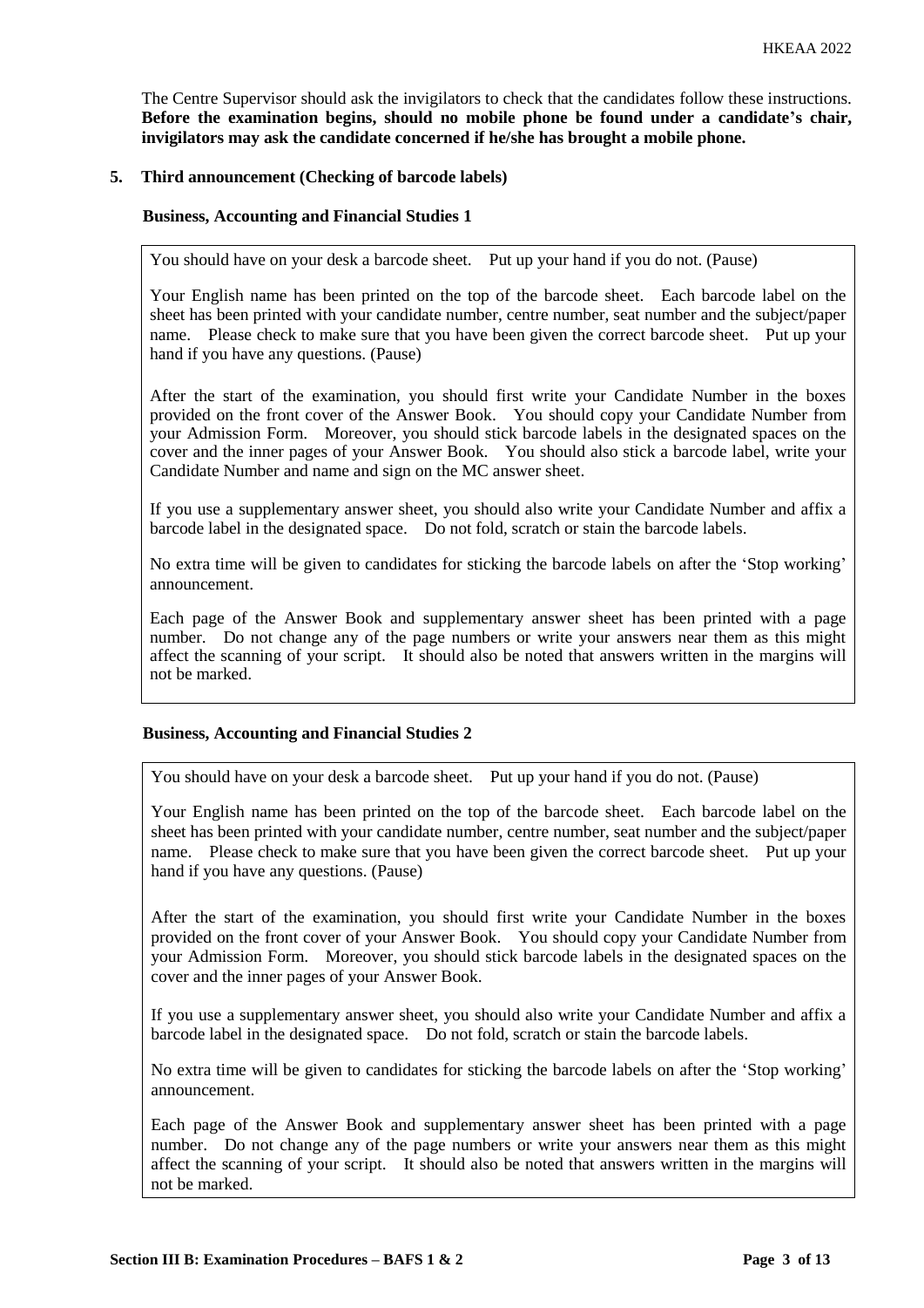The Centre Supervisor should ask the invigilators to check that the candidates follow these instructions. **Before the examination begins, should no mobile phone be found under a candidate's chair, invigilators may ask the candidate concerned if he/she has brought a mobile phone.**

## 5. Third announcement (Checking of barcode labels)

### Business, Accounting and Financial Studies 1

> You should have on your desk a barcode sheet. Put up your hand if you do not. (Pause)
>
> Your English name has been printed on the top of the barcode sheet. Each barcode label on the sheet has been printed with your candidate number, centre number, seat number and the subject/paper name. Please check to make sure that you have been given the correct barcode sheet. Put up your hand if you have any questions. (Pause)
>
> After the start of the examination, you should first write your Candidate Number in the boxes provided on the front cover of the Answer Book. You should copy your Candidate Number from your Admission Form. Moreover, you should stick barcode labels in the designated spaces on the cover and the inner pages of your Answer Book. You should also stick a barcode label, write your Candidate Number and name and sign on the MC answer sheet.
>
> If you use a supplementary answer sheet, you should also write your Candidate Number and affix a barcode label in the designated space. Do not fold, scratch or stain the barcode labels.
>
> No extra time will be given to candidates for sticking the barcode labels on after the 'Stop working' announcement.
>
> Each page of the Answer Book and supplementary answer sheet has been printed with a page number. Do not change any of the page numbers or write your answers near them as this might affect the scanning of your script. It should also be noted that answers written in the margins will not be marked.

### Business, Accounting and Financial Studies 2

> You should have on your desk a barcode sheet. Put up your hand if you do not. (Pause)
>
> Your English name has been printed on the top of the barcode sheet. Each barcode label on the sheet has been printed with your candidate number, centre number, seat number and the subject/paper name. Please check to make sure that you have been given the correct barcode sheet. Put up your hand if you have any questions. (Pause)
>
> After the start of the examination, you should first write your Candidate Number in the boxes provided on the front cover of your Answer Book. You should copy your Candidate Number from your Admission Form. Moreover, you should stick barcode labels in the designated spaces on the cover and the inner pages of your Answer Book.
>
> If you use a supplementary answer sheet, you should also write your Candidate Number and affix a barcode label in the designated space. Do not fold, scratch or stain the barcode labels.
>
> No extra time will be given to candidates for sticking the barcode labels on after the 'Stop working' announcement.
>
> Each page of the Answer Book and supplementary answer sheet has been printed with a page number. Do not change any of the page numbers or write your answers near them as this might affect the scanning of your script. It should also be noted that answers written in the margins will not be marked.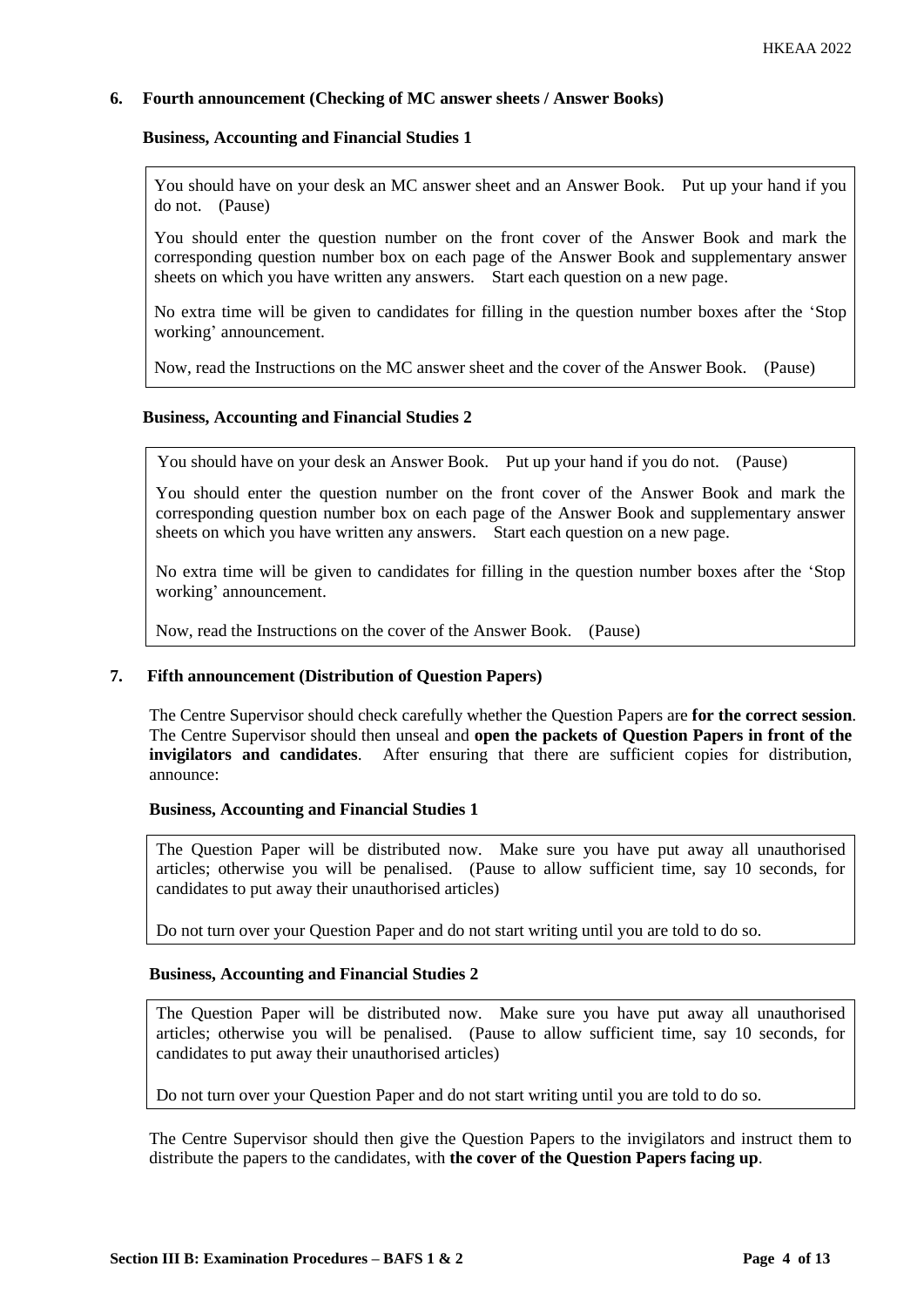**6. Fourth announcement (Checking of MC answer sheets / Answer Books)**

**Business, Accounting and Financial Studies 1**

> You should have on your desk an MC answer sheet and an Answer Book. Put up your hand if you do not. (Pause)
>
> You should enter the question number on the front cover of the Answer Book and mark the corresponding question number box on each page of the Answer Book and supplementary answer sheets on which you have written any answers. Start each question on a new page.
>
> No extra time will be given to candidates for filling in the question number boxes after the 'Stop working' announcement.
>
> Now, read the Instructions on the MC answer sheet and the cover of the Answer Book. (Pause)

**Business, Accounting and Financial Studies 2**

> You should have on your desk an Answer Book. Put up your hand if you do not. (Pause)
>
> You should enter the question number on the front cover of the Answer Book and mark the corresponding question number box on each page of the Answer Book and supplementary answer sheets on which you have written any answers. Start each question on a new page.
>
> No extra time will be given to candidates for filling in the question number boxes after the 'Stop working' announcement.
>
> Now, read the Instructions on the cover of the Answer Book. (Pause)

**7. Fifth announcement (Distribution of Question Papers)**

The Centre Supervisor should check carefully whether the Question Papers are **for the correct session**. The Centre Supervisor should then unseal and **open the packets of Question Papers in front of the invigilators and candidates**. After ensuring that there are sufficient copies for distribution, announce:

**Business, Accounting and Financial Studies 1**

> The Question Paper will be distributed now. Make sure you have put away all unauthorised articles; otherwise you will be penalised. (Pause to allow sufficient time, say 10 seconds, for candidates to put away their unauthorised articles)
>
> Do not turn over your Question Paper and do not start writing until you are told to do so.

**Business, Accounting and Financial Studies 2**

> The Question Paper will be distributed now. Make sure you have put away all unauthorised articles; otherwise you will be penalised. (Pause to allow sufficient time, say 10 seconds, for candidates to put away their unauthorised articles)
>
> Do not turn over your Question Paper and do not start writing until you are told to do so.

The Centre Supervisor should then give the Question Papers to the invigilators and instruct them to distribute the papers to the candidates, with **the cover of the Question Papers facing up**.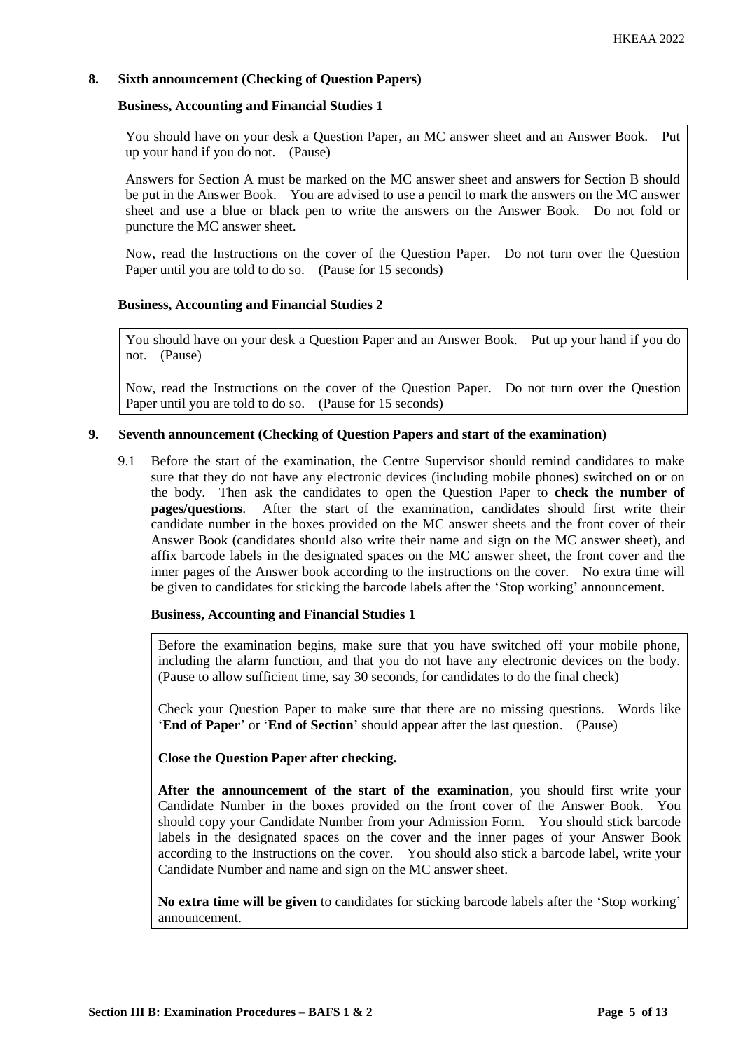## 8. Sixth announcement (Checking of Question Papers)

### Business, Accounting and Financial Studies 1

> You should have on your desk a Question Paper, an MC answer sheet and an Answer Book. Put up your hand if you do not. (Pause)
>
> Answers for Section A must be marked on the MC answer sheet and answers for Section B should be put in the Answer Book. You are advised to use a pencil to mark the answers on the MC answer sheet and use a blue or black pen to write the answers on the Answer Book. Do not fold or puncture the MC answer sheet.
>
> Now, read the Instructions on the cover of the Question Paper. Do not turn over the Question Paper until you are told to do so. (Pause for 15 seconds)

### Business, Accounting and Financial Studies 2

> You should have on your desk a Question Paper and an Answer Book. Put up your hand if you do not. (Pause)
>
> Now, read the Instructions on the cover of the Question Paper. Do not turn over the Question Paper until you are told to do so. (Pause for 15 seconds)

## 9. Seventh announcement (Checking of Question Papers and start of the examination)

9.1 Before the start of the examination, the Centre Supervisor should remind candidates to make sure that they do not have any electronic devices (including mobile phones) switched on or on the body. Then ask the candidates to open the Question Paper to **check the number of pages/questions**. After the start of the examination, candidates should first write their candidate number in the boxes provided on the MC answer sheets and the front cover of their Answer Book (candidates should also write their name and sign on the MC answer sheet), and affix barcode labels in the designated spaces on the MC answer sheet, the front cover and the inner pages of the Answer book according to the instructions on the cover. No extra time will be given to candidates for sticking the barcode labels after the 'Stop working' announcement.

### Business, Accounting and Financial Studies 1

> Before the examination begins, make sure that you have switched off your mobile phone, including the alarm function, and that you do not have any electronic devices on the body. (Pause to allow sufficient time, say 30 seconds, for candidates to do the final check)
>
> Check your Question Paper to make sure that there are no missing questions. Words like '**End of Paper**' or '**End of Section**' should appear after the last question. (Pause)
>
> **Close the Question Paper after checking.**
>
> **After the announcement of the start of the examination**, you should first write your Candidate Number in the boxes provided on the front cover of the Answer Book. You should copy your Candidate Number from your Admission Form. You should stick barcode labels in the designated spaces on the cover and the inner pages of your Answer Book according to the Instructions on the cover. You should also stick a barcode label, write your Candidate Number and name and sign on the MC answer sheet.
>
> **No extra time will be given** to candidates for sticking barcode labels after the 'Stop working' announcement.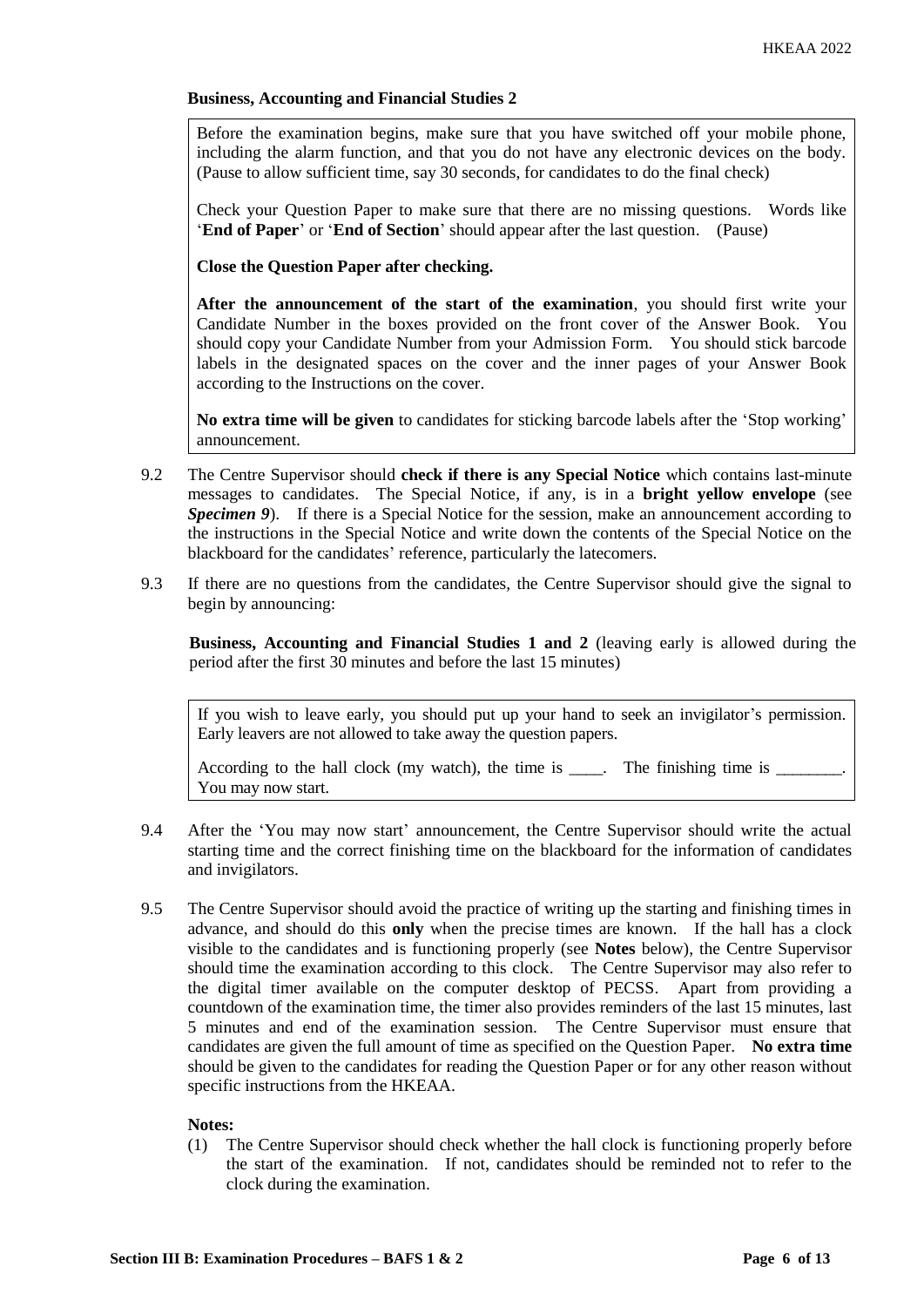**Business, Accounting and Financial Studies 2**

> Before the examination begins, make sure that you have switched off your mobile phone, including the alarm function, and that you do not have any electronic devices on the body. (Pause to allow sufficient time, say 30 seconds, for candidates to do the final check)
>
> Check your Question Paper to make sure that there are no missing questions. Words like '**End of Paper**' or '**End of Section**' should appear after the last question. (Pause)
>
> **Close the Question Paper after checking.**
>
> **After the announcement of the start of the examination**, you should first write your Candidate Number in the boxes provided on the front cover of the Answer Book. You should copy your Candidate Number from your Admission Form. You should stick barcode labels in the designated spaces on the cover and the inner pages of your Answer Book according to the Instructions on the cover.
>
> **No extra time will be given** to candidates for sticking barcode labels after the 'Stop working' announcement.

9.2 The Centre Supervisor should **check if there is any Special Notice** which contains last-minute messages to candidates. The Special Notice, if any, is in a **bright yellow envelope** (see ***Specimen 9***). If there is a Special Notice for the session, make an announcement according to the instructions in the Special Notice and write down the contents of the Special Notice on the blackboard for the candidates' reference, particularly the latecomers.

9.3 If there are no questions from the candidates, the Centre Supervisor should give the signal to begin by announcing:

**Business, Accounting and Financial Studies 1 and 2** (leaving early is allowed during the period after the first 30 minutes and before the last 15 minutes)

> If you wish to leave early, you should put up your hand to seek an invigilator's permission. Early leavers are not allowed to take away the question papers.
>
> According to the hall clock (my watch), the time is ____. The finishing time is ________. You may now start.

9.4 After the 'You may now start' announcement, the Centre Supervisor should write the actual starting time and the correct finishing time on the blackboard for the information of candidates and invigilators.

9.5 The Centre Supervisor should avoid the practice of writing up the starting and finishing times in advance, and should do this **only** when the precise times are known. If the hall has a clock visible to the candidates and is functioning properly (see **Notes** below), the Centre Supervisor should time the examination according to this clock. The Centre Supervisor may also refer to the digital timer available on the computer desktop of PECSS. Apart from providing a countdown of the examination time, the timer also provides reminders of the last 15 minutes, last 5 minutes and end of the examination session. The Centre Supervisor must ensure that candidates are given the full amount of time as specified on the Question Paper. **No extra time** should be given to the candidates for reading the Question Paper or for any other reason without specific instructions from the HKEAA.

**Notes:**

(1) The Centre Supervisor should check whether the hall clock is functioning properly before the start of the examination. If not, candidates should be reminded not to refer to the clock during the examination.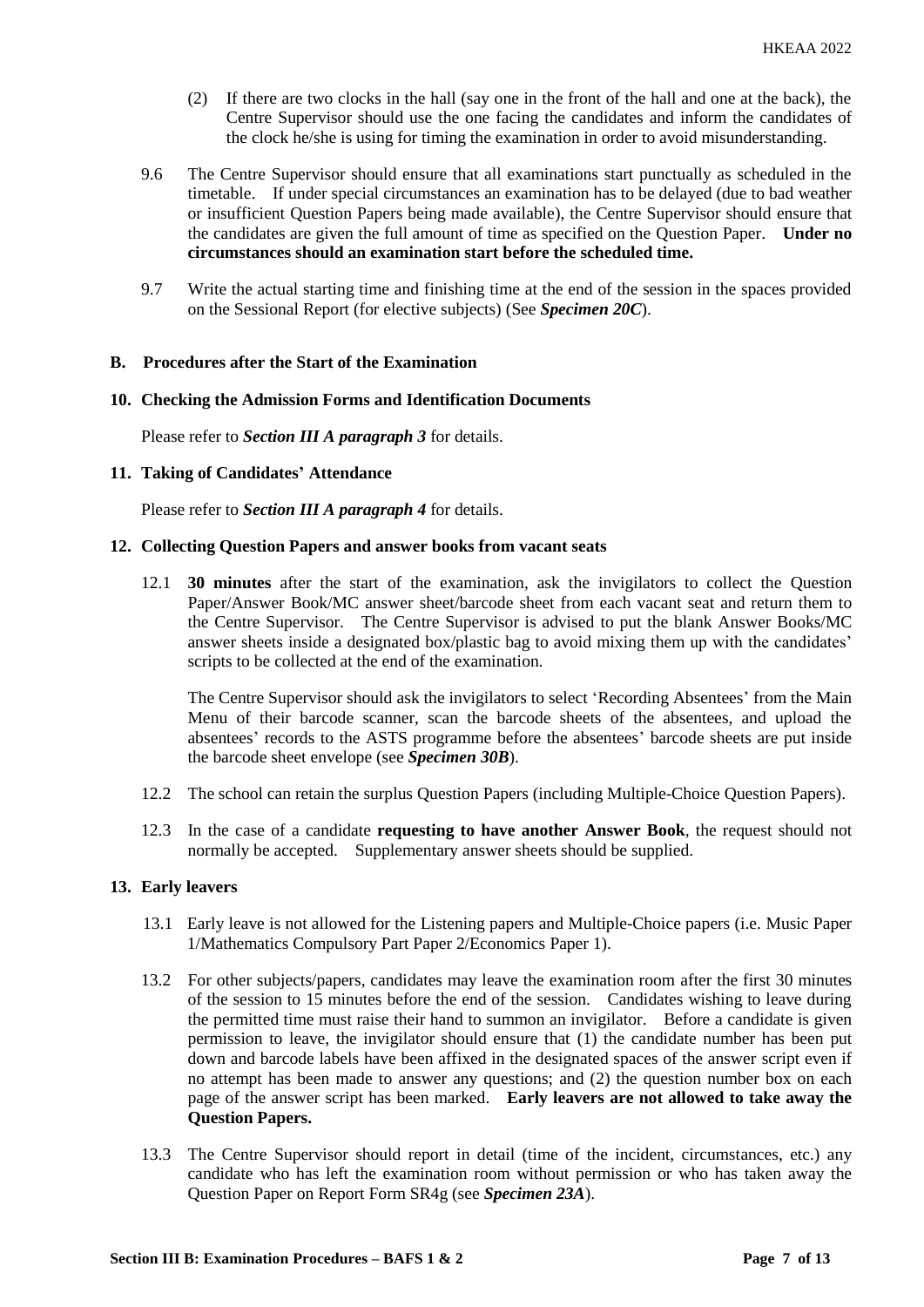(2) If there are two clocks in the hall (say one in the front of the hall and one at the back), the Centre Supervisor should use the one facing the candidates and inform the candidates of the clock he/she is using for timing the examination in order to avoid misunderstanding.

9.6 The Centre Supervisor should ensure that all examinations start punctually as scheduled in the timetable. If under special circumstances an examination has to be delayed (due to bad weather or insufficient Question Papers being made available), the Centre Supervisor should ensure that the candidates are given the full amount of time as specified on the Question Paper. **Under no circumstances should an examination start before the scheduled time.**

9.7 Write the actual starting time and finishing time at the end of the session in the spaces provided on the Sessional Report (for elective subjects) (See ***Specimen 20C***).

## B. Procedures after the Start of the Examination

### 10. Checking the Admission Forms and Identification Documents

Please refer to ***Section III A paragraph 3*** for details.

### 11. Taking of Candidates' Attendance

Please refer to ***Section III A paragraph 4*** for details.

### 12. Collecting Question Papers and answer books from vacant seats

12.1 **30 minutes** after the start of the examination, ask the invigilators to collect the Question Paper/Answer Book/MC answer sheet/barcode sheet from each vacant seat and return them to the Centre Supervisor. The Centre Supervisor is advised to put the blank Answer Books/MC answer sheets inside a designated box/plastic bag to avoid mixing them up with the candidates' scripts to be collected at the end of the examination.

The Centre Supervisor should ask the invigilators to select 'Recording Absentees' from the Main Menu of their barcode scanner, scan the barcode sheets of the absentees, and upload the absentees' records to the ASTS programme before the absentees' barcode sheets are put inside the barcode sheet envelope (see ***Specimen 30B***).

12.2 The school can retain the surplus Question Papers (including Multiple-Choice Question Papers).

12.3 In the case of a candidate **requesting to have another Answer Book**, the request should not normally be accepted. Supplementary answer sheets should be supplied.

### 13. Early leavers

13.1 Early leave is not allowed for the Listening papers and Multiple-Choice papers (i.e. Music Paper 1/Mathematics Compulsory Part Paper 2/Economics Paper 1).

13.2 For other subjects/papers, candidates may leave the examination room after the first 30 minutes of the session to 15 minutes before the end of the session. Candidates wishing to leave during the permitted time must raise their hand to summon an invigilator. Before a candidate is given permission to leave, the invigilator should ensure that (1) the candidate number has been put down and barcode labels have been affixed in the designated spaces of the answer script even if no attempt has been made to answer any questions; and (2) the question number box on each page of the answer script has been marked. **Early leavers are not allowed to take away the Question Papers.**

13.3 The Centre Supervisor should report in detail (time of the incident, circumstances, etc.) any candidate who has left the examination room without permission or who has taken away the Question Paper on Report Form SR4g (see ***Specimen 23A***).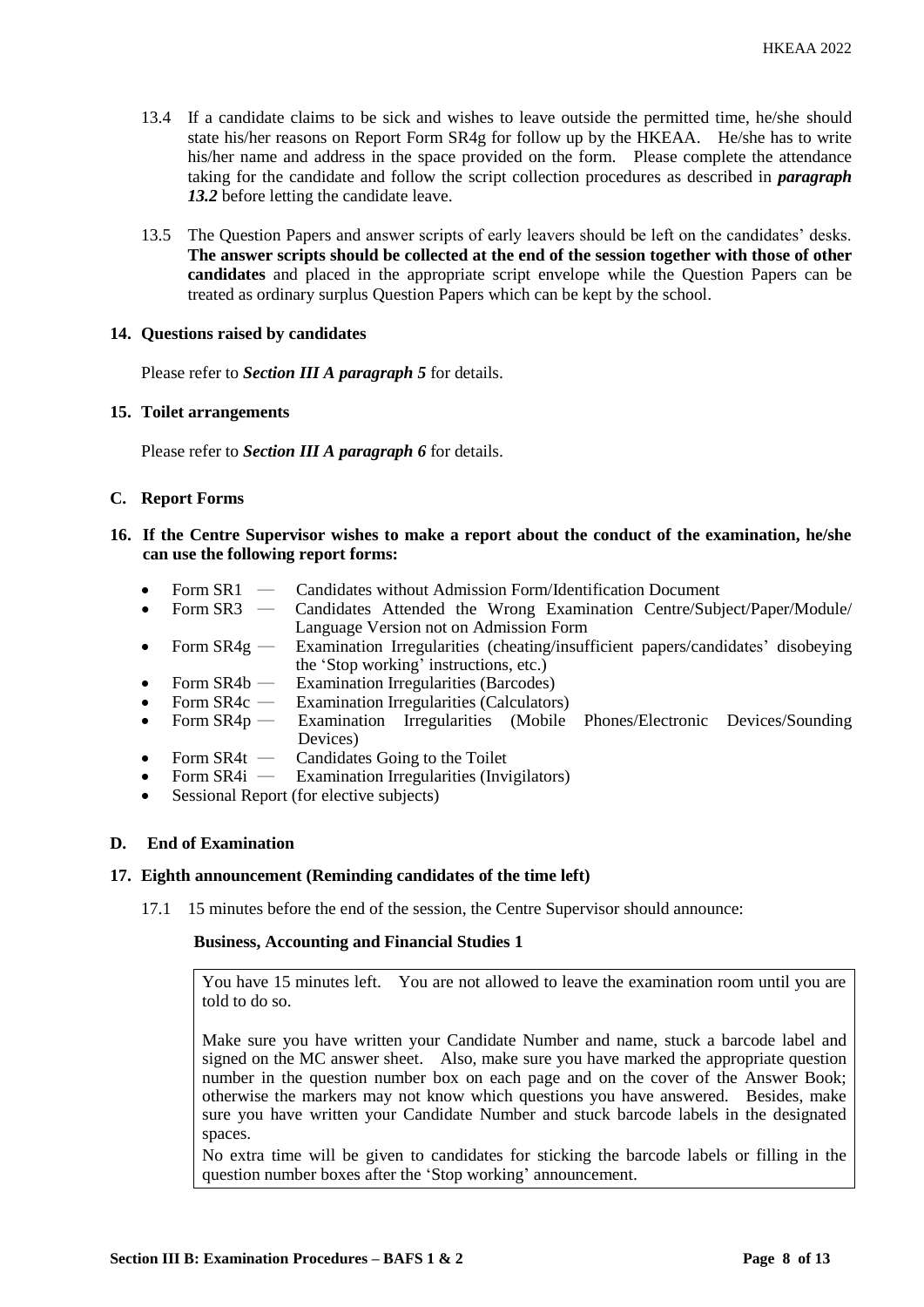13.4 If a candidate claims to be sick and wishes to leave outside the permitted time, he/she should state his/her reasons on Report Form SR4g for follow up by the HKEAA. He/she has to write his/her name and address in the space provided on the form. Please complete the attendance taking for the candidate and follow the script collection procedures as described in ***paragraph 13.2*** before letting the candidate leave.

13.5 The Question Papers and answer scripts of early leavers should be left on the candidates' desks. **The answer scripts should be collected at the end of the session together with those of other candidates** and placed in the appropriate script envelope while the Question Papers can be treated as ordinary surplus Question Papers which can be kept by the school.

**14. Questions raised by candidates**

Please refer to ***Section III A paragraph 5*** for details.

**15. Toilet arrangements**

Please refer to ***Section III A paragraph 6*** for details.

**C. Report Forms**

**16. If the Centre Supervisor wishes to make a report about the conduct of the examination, he/she can use the following report forms:**

- Form SR1 — Candidates without Admission Form/Identification Document
- Form SR3 — Candidates Attended the Wrong Examination Centre/Subject/Paper/Module/ Language Version not on Admission Form
- Form SR4g — Examination Irregularities (cheating/insufficient papers/candidates' disobeying the 'Stop working' instructions, etc.)
- Form SR4b — Examination Irregularities (Barcodes)
- Form SR4c — Examination Irregularities (Calculators)
- Form SR4p — Examination Irregularities (Mobile Phones/Electronic Devices/Sounding Devices)
- Form SR4t — Candidates Going to the Toilet
- Form SR4i — Examination Irregularities (Invigilators)
- Sessional Report (for elective subjects)

**D. End of Examination**

**17. Eighth announcement (Reminding candidates of the time left)**

17.1 15 minutes before the end of the session, the Centre Supervisor should announce:

**Business, Accounting and Financial Studies 1**

> You have 15 minutes left. You are not allowed to leave the examination room until you are told to do so.
>
> Make sure you have written your Candidate Number and name, stuck a barcode label and signed on the MC answer sheet. Also, make sure you have marked the appropriate question number in the question number box on each page and on the cover of the Answer Book; otherwise the markers may not know which questions you have answered. Besides, make sure you have written your Candidate Number and stuck barcode labels in the designated spaces.
>
> No extra time will be given to candidates for sticking the barcode labels or filling in the question number boxes after the 'Stop working' announcement.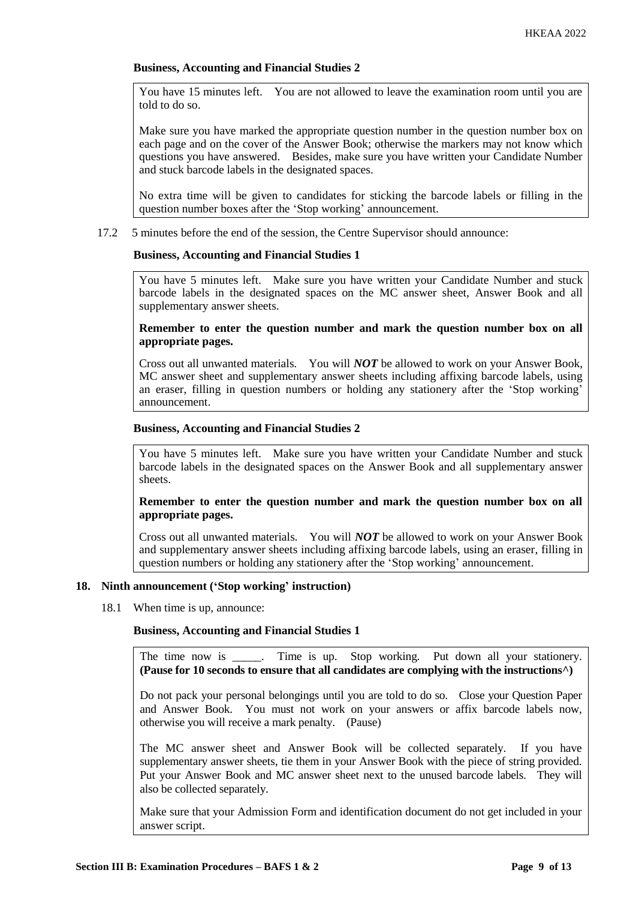**Business, Accounting and Financial Studies 2**

> You have 15 minutes left. You are not allowed to leave the examination room until you are told to do so.
>
> Make sure you have marked the appropriate question number in the question number box on each page and on the cover of the Answer Book; otherwise the markers may not know which questions you have answered. Besides, make sure you have written your Candidate Number and stuck barcode labels in the designated spaces.
>
> No extra time will be given to candidates for sticking the barcode labels or filling in the question number boxes after the 'Stop working' announcement.

17.2 5 minutes before the end of the session, the Centre Supervisor should announce:

**Business, Accounting and Financial Studies 1**

> You have 5 minutes left. Make sure you have written your Candidate Number and stuck barcode labels in the designated spaces on the MC answer sheet, Answer Book and all supplementary answer sheets.
>
> **Remember to enter the question number and mark the question number box on all appropriate pages.**
>
> Cross out all unwanted materials. You will ***NOT*** be allowed to work on your Answer Book, MC answer sheet and supplementary answer sheets including affixing barcode labels, using an eraser, filling in question numbers or holding any stationery after the 'Stop working' announcement.

**Business, Accounting and Financial Studies 2**

> You have 5 minutes left. Make sure you have written your Candidate Number and stuck barcode labels in the designated spaces on the Answer Book and all supplementary answer sheets.
>
> **Remember to enter the question number and mark the question number box on all appropriate pages.**
>
> Cross out all unwanted materials. You will ***NOT*** be allowed to work on your Answer Book and supplementary answer sheets including affixing barcode labels, using an eraser, filling in question numbers or holding any stationery after the 'Stop working' announcement.

### 18. Ninth announcement ('Stop working' instruction)

18.1 When time is up, announce:

**Business, Accounting and Financial Studies 1**

> The time now is _____. Time is up. Stop working. Put down all your stationery. **(Pause for 10 seconds to ensure that all candidates are complying with the instructions^)**
>
> Do not pack your personal belongings until you are told to do so. Close your Question Paper and Answer Book. You must not work on your answers or affix barcode labels now, otherwise you will receive a mark penalty. (Pause)
>
> The MC answer sheet and Answer Book will be collected separately. If you have supplementary answer sheets, tie them in your Answer Book with the piece of string provided. Put your Answer Book and MC answer sheet next to the unused barcode labels. They will also be collected separately.
>
> Make sure that your Admission Form and identification document do not get included in your answer script.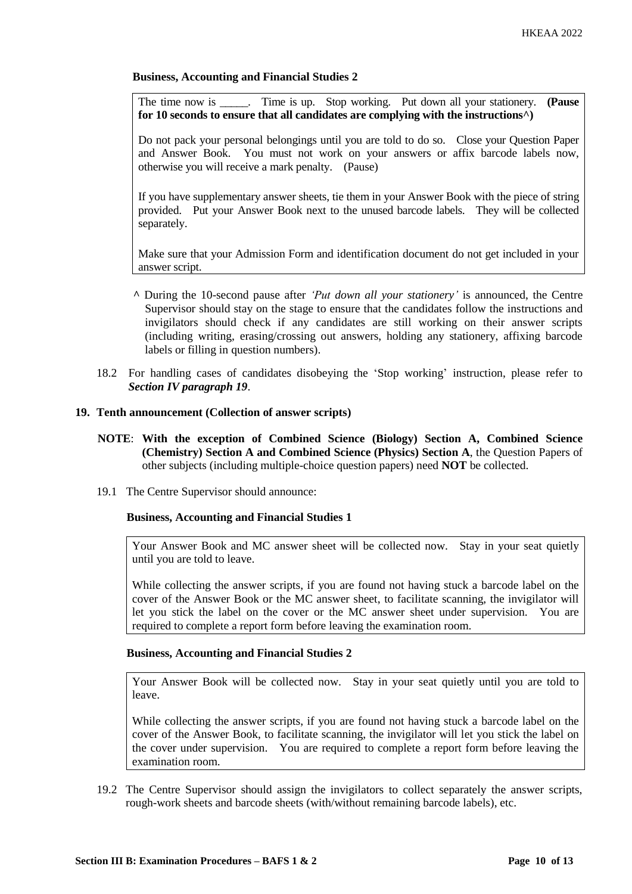**Business, Accounting and Financial Studies 2**

> The time now is _____. Time is up. Stop working. Put down all your stationery. **(Pause for 10 seconds to ensure that all candidates are complying with the instructions^)**
>
> Do not pack your personal belongings until you are told to do so. Close your Question Paper and Answer Book. You must not work on your answers or affix barcode labels now, otherwise you will receive a mark penalty. (Pause)
>
> If you have supplementary answer sheets, tie them in your Answer Book with the piece of string provided. Put your Answer Book next to the unused barcode labels. They will be collected separately.
>
> Make sure that your Admission Form and identification document do not get included in your answer script.

^ During the 10-second pause after *'Put down all your stationery'* is announced, the Centre Supervisor should stay on the stage to ensure that the candidates follow the instructions and invigilators should check if any candidates are still working on their answer scripts (including writing, erasing/crossing out answers, holding any stationery, affixing barcode labels or filling in question numbers).

18.2 For handling cases of candidates disobeying the 'Stop working' instruction, please refer to ***Section IV paragraph 19***.

**19. Tenth announcement (Collection of answer scripts)**

**NOTE**: **With the exception of Combined Science (Biology) Section A, Combined Science (Chemistry) Section A and Combined Science (Physics) Section A**, the Question Papers of other subjects (including multiple-choice question papers) need **NOT** be collected.

19.1 The Centre Supervisor should announce:

**Business, Accounting and Financial Studies 1**

> Your Answer Book and MC answer sheet will be collected now. Stay in your seat quietly until you are told to leave.
>
> While collecting the answer scripts, if you are found not having stuck a barcode label on the cover of the Answer Book or the MC answer sheet, to facilitate scanning, the invigilator will let you stick the label on the cover or the MC answer sheet under supervision. You are required to complete a report form before leaving the examination room.

**Business, Accounting and Financial Studies 2**

> Your Answer Book will be collected now. Stay in your seat quietly until you are told to leave.
>
> While collecting the answer scripts, if you are found not having stuck a barcode label on the cover of the Answer Book, to facilitate scanning, the invigilator will let you stick the label on the cover under supervision. You are required to complete a report form before leaving the examination room.

19.2 The Centre Supervisor should assign the invigilators to collect separately the answer scripts, rough-work sheets and barcode sheets (with/without remaining barcode labels), etc.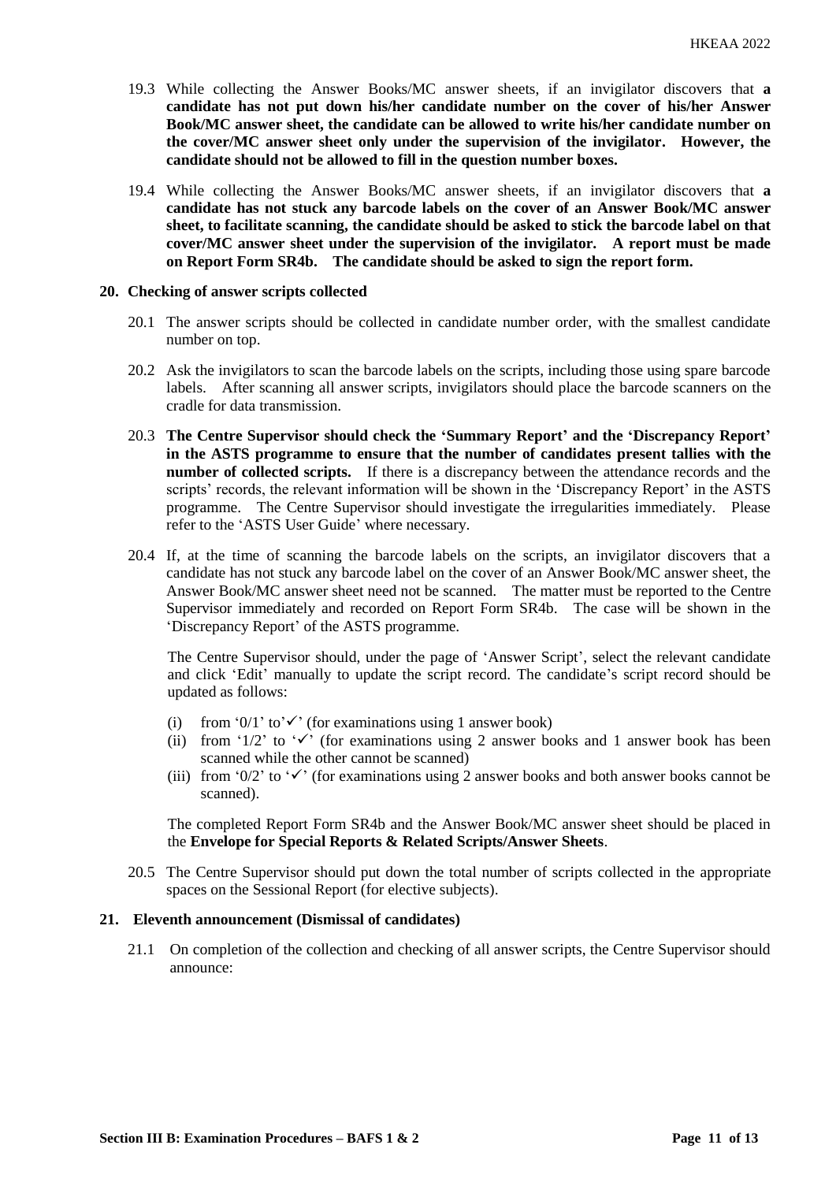19.3 While collecting the Answer Books/MC answer sheets, if an invigilator discovers that **a candidate has not put down his/her candidate number on the cover of his/her Answer Book/MC answer sheet, the candidate can be allowed to write his/her candidate number on the cover/MC answer sheet only under the supervision of the invigilator. However, the candidate should not be allowed to fill in the question number boxes.**

19.4 While collecting the Answer Books/MC answer sheets, if an invigilator discovers that **a candidate has not stuck any barcode labels on the cover of an Answer Book/MC answer sheet, to facilitate scanning, the candidate should be asked to stick the barcode label on that cover/MC answer sheet under the supervision of the invigilator. A report must be made on Report Form SR4b. The candidate should be asked to sign the report form.**

## 20. Checking of answer scripts collected

20.1 The answer scripts should be collected in candidate number order, with the smallest candidate number on top.

20.2 Ask the invigilators to scan the barcode labels on the scripts, including those using spare barcode labels. After scanning all answer scripts, invigilators should place the barcode scanners on the cradle for data transmission.

20.3 **The Centre Supervisor should check the 'Summary Report' and the 'Discrepancy Report' in the ASTS programme to ensure that the number of candidates present tallies with the number of collected scripts.** If there is a discrepancy between the attendance records and the scripts' records, the relevant information will be shown in the 'Discrepancy Report' in the ASTS programme. The Centre Supervisor should investigate the irregularities immediately. Please refer to the 'ASTS User Guide' where necessary.

20.4 If, at the time of scanning the barcode labels on the scripts, an invigilator discovers that a candidate has not stuck any barcode label on the cover of an Answer Book/MC answer sheet, the Answer Book/MC answer sheet need not be scanned. The matter must be reported to the Centre Supervisor immediately and recorded on Report Form SR4b. The case will be shown in the 'Discrepancy Report' of the ASTS programme.

The Centre Supervisor should, under the page of 'Answer Script', select the relevant candidate and click 'Edit' manually to update the script record. The candidate's script record should be updated as follows:

(i) from '0/1' to '✓' (for examinations using 1 answer book)
(ii) from '1/2' to '✓' (for examinations using 2 answer books and 1 answer book has been scanned while the other cannot be scanned)
(iii) from '0/2' to '✓' (for examinations using 2 answer books and both answer books cannot be scanned).

The completed Report Form SR4b and the Answer Book/MC answer sheet should be placed in the **Envelope for Special Reports & Related Scripts/Answer Sheets**.

20.5 The Centre Supervisor should put down the total number of scripts collected in the appropriate spaces on the Sessional Report (for elective subjects).

## 21. Eleventh announcement (Dismissal of candidates)

21.1 On completion of the collection and checking of all answer scripts, the Centre Supervisor should announce: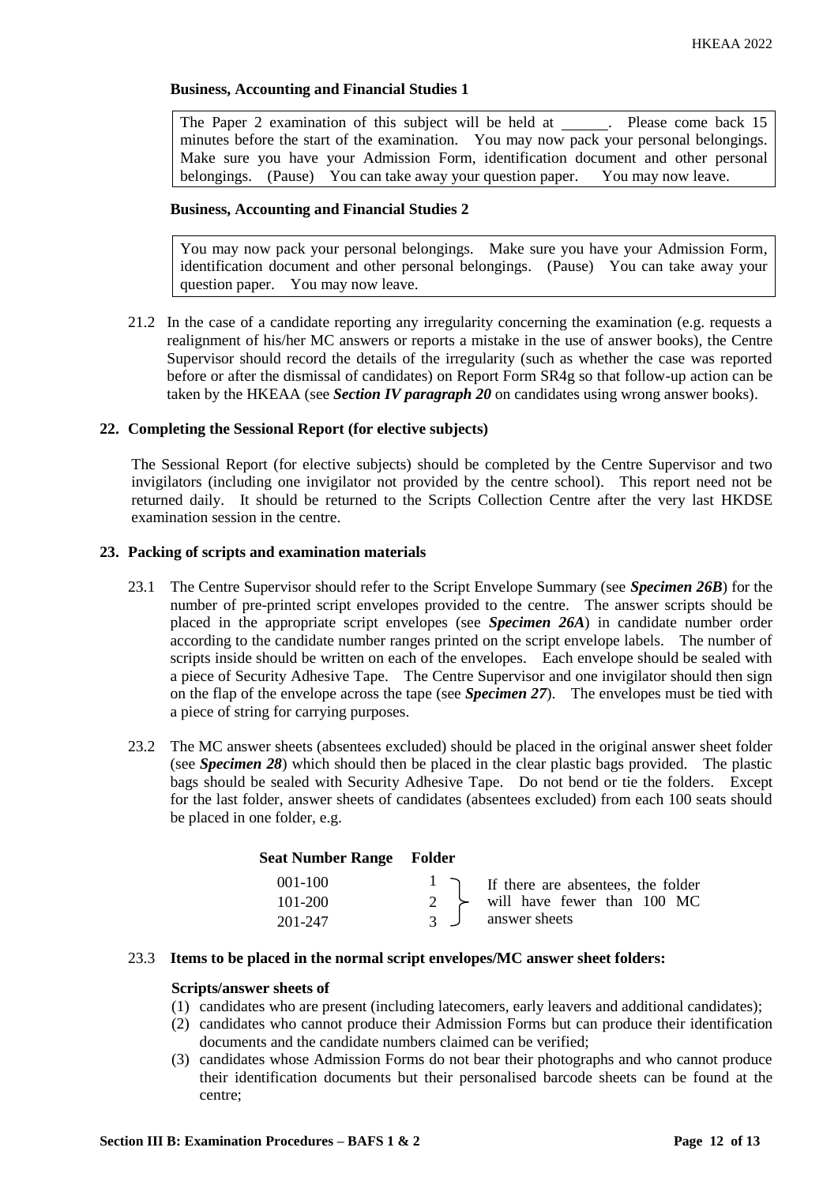**Business, Accounting and Financial Studies 1**

> The Paper 2 examination of this subject will be held at ______. Please come back 15 minutes before the start of the examination. You may now pack your personal belongings. Make sure you have your Admission Form, identification document and other personal belongings. (Pause) You can take away your question paper. You may now leave.

**Business, Accounting and Financial Studies 2**

> You may now pack your personal belongings. Make sure you have your Admission Form, identification document and other personal belongings. (Pause) You can take away your question paper. You may now leave.

21.2 In the case of a candidate reporting any irregularity concerning the examination (e.g. requests a realignment of his/her MC answers or reports a mistake in the use of answer books), the Centre Supervisor should record the details of the irregularity (such as whether the case was reported before or after the dismissal of candidates) on Report Form SR4g so that follow-up action can be taken by the HKEAA (see ***Section IV paragraph 20*** on candidates using wrong answer books).

### 22. Completing the Sessional Report (for elective subjects)

The Sessional Report (for elective subjects) should be completed by the Centre Supervisor and two invigilators (including one invigilator not provided by the centre school). This report need not be returned daily. It should be returned to the Scripts Collection Centre after the very last HKDSE examination session in the centre.

### 23. Packing of scripts and examination materials

23.1 The Centre Supervisor should refer to the Script Envelope Summary (see ***Specimen 26B***) for the number of pre-printed script envelopes provided to the centre. The answer scripts should be placed in the appropriate script envelopes (see ***Specimen 26A***) in candidate number order according to the candidate number ranges printed on the script envelope labels. The number of scripts inside should be written on each of the envelopes. Each envelope should be sealed with a piece of Security Adhesive Tape. The Centre Supervisor and one invigilator should then sign on the flap of the envelope across the tape (see ***Specimen 27***). The envelopes must be tied with a piece of string for carrying purposes.

23.2 The MC answer sheets (absentees excluded) should be placed in the original answer sheet folder (see ***Specimen 28***) which should then be placed in the clear plastic bags provided. The plastic bags should be sealed with Security Adhesive Tape. Do not bend or tie the folders. Except for the last folder, answer sheets of candidates (absentees excluded) from each 100 seats should be placed in one folder, e.g.

| Seat Number Range | Folder | |
|---|---|---|
| 001-100 | 1 | If there are absentees, the folder will have fewer than 100 MC answer sheets |
| 101-200 | 2 | |
| 201-247 | 3 | |

23.3 **Items to be placed in the normal script envelopes/MC answer sheet folders:**

**Scripts/answer sheets of**

(1) candidates who are present (including latecomers, early leavers and additional candidates);
(2) candidates who cannot produce their Admission Forms but can produce their identification documents and the candidate numbers claimed can be verified;
(3) candidates whose Admission Forms do not bear their photographs and who cannot produce their identification documents but their personalised barcode sheets can be found at the centre;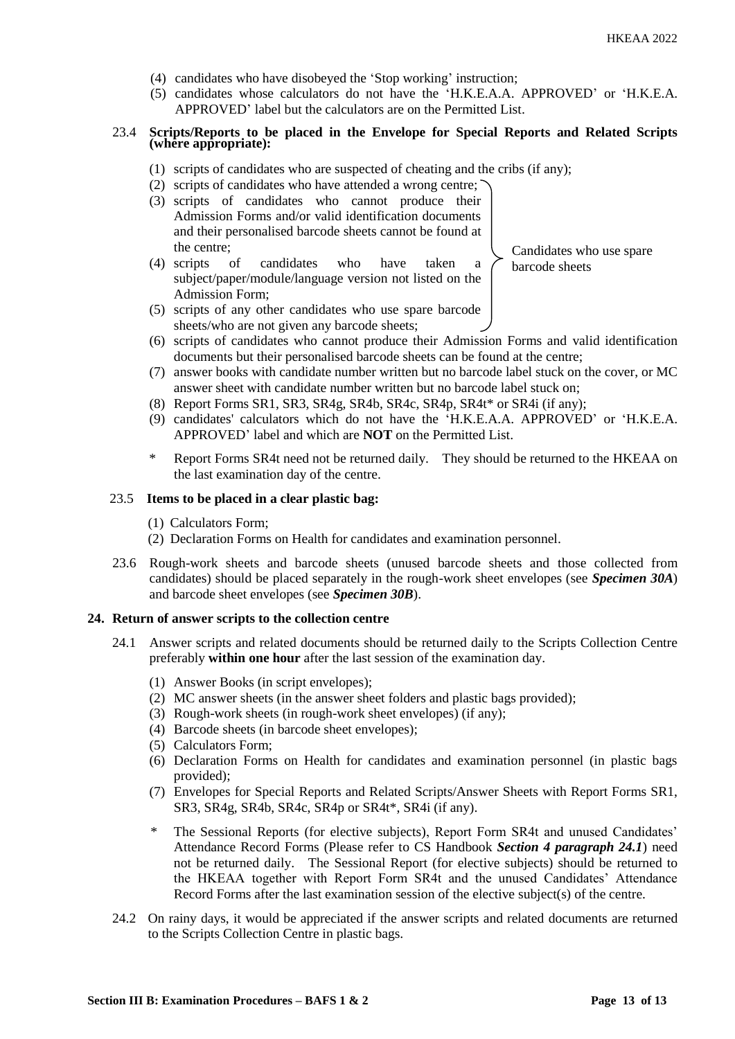(4) candidates who have disobeyed the 'Stop working' instruction;

(5) candidates whose calculators do not have the 'H.K.E.A.A. APPROVED' or 'H.K.E.A. APPROVED' label but the calculators are on the Permitted List.

23.4 **Scripts/Reports to be placed in the Envelope for Special Reports and Related Scripts (where appropriate):**

(1) scripts of candidates who are suspected of cheating and the cribs (if any);

(2) scripts of candidates who have attended a wrong centre;

(3) scripts of candidates who cannot produce their Admission Forms and/or valid identification documents and their personalised barcode sheets cannot be found at the centre;

(4) scripts of candidates who have taken a subject/paper/module/language version not listed on the Admission Form;

(5) scripts of any other candidates who use spare barcode sheets/who are not given any barcode sheets;

(Items (2) to (5): Candidates who use spare barcode sheets)

(6) scripts of candidates who cannot produce their Admission Forms and valid identification documents but their personalised barcode sheets can be found at the centre;

(7) answer books with candidate number written but no barcode label stuck on the cover, or MC answer sheet with candidate number written but no barcode label stuck on;

(8) Report Forms SR1, SR3, SR4g, SR4b, SR4c, SR4p, SR4t* or SR4i (if any);

(9) candidates' calculators which do not have the 'H.K.E.A.A. APPROVED' or 'H.K.E.A. APPROVED' label and which are **NOT** on the Permitted List.

\* Report Forms SR4t need not be returned daily. They should be returned to the HKEAA on the last examination day of the centre.

23.5 **Items to be placed in a clear plastic bag:**

(1) Calculators Form;

(2) Declaration Forms on Health for candidates and examination personnel.

23.6 Rough-work sheets and barcode sheets (unused barcode sheets and those collected from candidates) should be placed separately in the rough-work sheet envelopes (see ***Specimen 30A***) and barcode sheet envelopes (see ***Specimen 30B***).

## 24. Return of answer scripts to the collection centre

24.1 Answer scripts and related documents should be returned daily to the Scripts Collection Centre preferably **within one hour** after the last session of the examination day.

(1) Answer Books (in script envelopes);

(2) MC answer sheets (in the answer sheet folders and plastic bags provided);

(3) Rough-work sheets (in rough-work sheet envelopes) (if any);

(4) Barcode sheets (in barcode sheet envelopes);

(5) Calculators Form;

(6) Declaration Forms on Health for candidates and examination personnel (in plastic bags provided);

(7) Envelopes for Special Reports and Related Scripts/Answer Sheets with Report Forms SR1, SR3, SR4g, SR4b, SR4c, SR4p or SR4t*, SR4i (if any).

\* The Sessional Reports (for elective subjects), Report Form SR4t and unused Candidates' Attendance Record Forms (Please refer to CS Handbook ***Section 4 paragraph 24.1***) need not be returned daily. The Sessional Report (for elective subjects) should be returned to the HKEAA together with Report Form SR4t and the unused Candidates' Attendance Record Forms after the last examination session of the elective subject(s) of the centre.

24.2 On rainy days, it would be appreciated if the answer scripts and related documents are returned to the Scripts Collection Centre in plastic bags.